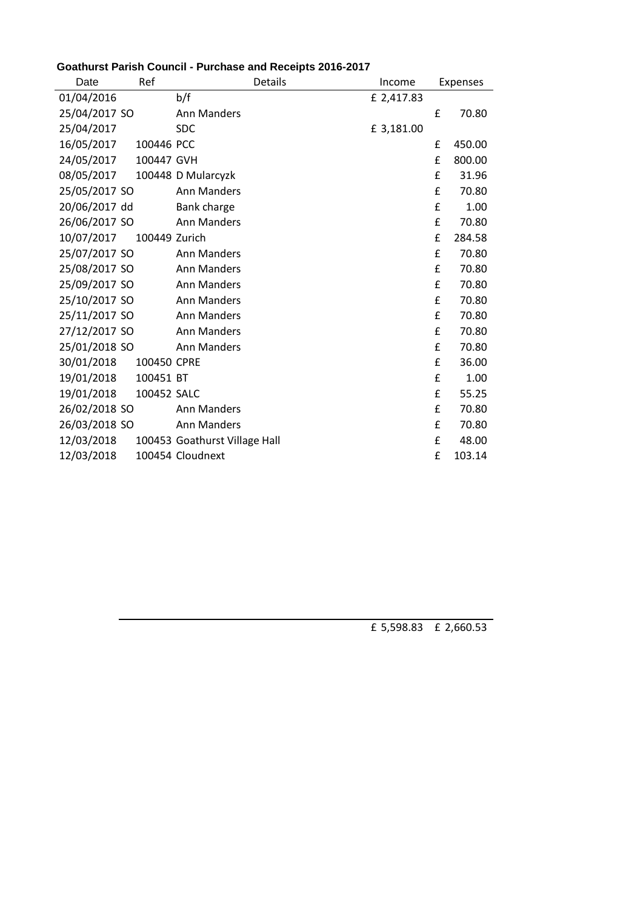**Goathurst Parish Council - Purchase and Receipts 2016-2017**

| Date | Ref | Details | Income | Expenses |
|---|---|---|---|---|
| 01/04/2016 | | b/f | £ 2,417.83 | |
| 25/04/2017 | SO | Ann Manders | | £ 70.80 |
| 25/04/2017 | | SDC | £ 3,181.00 | |
| 16/05/2017 | 100446 | PCC | | £ 450.00 |
| 24/05/2017 | 100447 | GVH | | £ 800.00 |
| 08/05/2017 | 100448 | D Mularcyzk | | £ 31.96 |
| 25/05/2017 | SO | Ann Manders | | £ 70.80 |
| 20/06/2017 | dd | Bank charge | | £ 1.00 |
| 26/06/2017 | SO | Ann Manders | | £ 70.80 |
| 10/07/2017 | 100449 | Zurich | | £ 284.58 |
| 25/07/2017 | SO | Ann Manders | | £ 70.80 |
| 25/08/2017 | SO | Ann Manders | | £ 70.80 |
| 25/09/2017 | SO | Ann Manders | | £ 70.80 |
| 25/10/2017 | SO | Ann Manders | | £ 70.80 |
| 25/11/2017 | SO | Ann Manders | | £ 70.80 |
| 27/12/2017 | SO | Ann Manders | | £ 70.80 |
| 25/01/2018 | SO | Ann Manders | | £ 70.80 |
| 30/01/2018 | 100450 | CPRE | | £ 36.00 |
| 19/01/2018 | 100451 | BT | | £ 1.00 |
| 19/01/2018 | 100452 | SALC | | £ 55.25 |
| 26/02/2018 | SO | Ann Manders | | £ 70.80 |
| 26/03/2018 | SO | Ann Manders | | £ 70.80 |
| 12/03/2018 | 100453 | Goathurst Village Hall | | £ 48.00 |
| 12/03/2018 | 100454 | Cloudnext | | £ 103.14 |
| | | | £ 5,598.83 | £ 2,660.53 |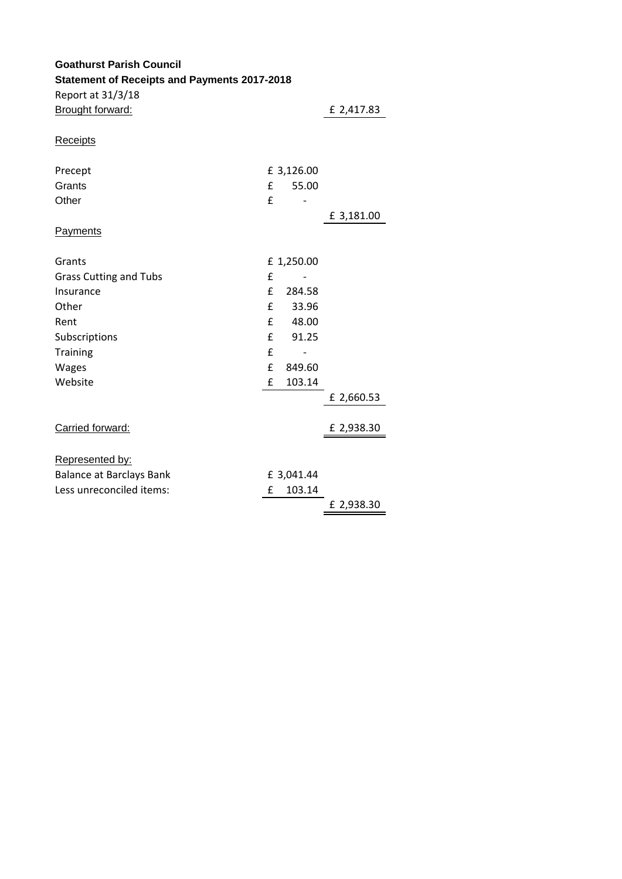**Goathurst Parish Council**

**Statement of Receipts and Payments 2017-2018**

Report at 31/3/18

| | | |
|---|---|---|
| Brought forward: | | £ 2,417.83 |
| | | |
| Receipts | | |
| | | |
| Precept | £ 3,126.00 | |
| Grants | £ 55.00 | |
| Other | £ - | |
| | | £ 3,181.00 |
| Payments | | |
| | | |
| Grants | £ 1,250.00 | |
| Grass Cutting and Tubs | £ - | |
| Insurance | £ 284.58 | |
| Other | £ 33.96 | |
| Rent | £ 48.00 | |
| Subscriptions | £ 91.25 | |
| Training | £ - | |
| Wages | £ 849.60 | |
| Website | £ 103.14 | |
| | | £ 2,660.53 |
| | | |
| Carried forward: | | £ 2,938.30 |
| | | |
| Represented by: | | |
| Balance at Barclays Bank | £ 3,041.44 | |
| Less unreconciled items: | £ 103.14 | |
| | | £ 2,938.30 |